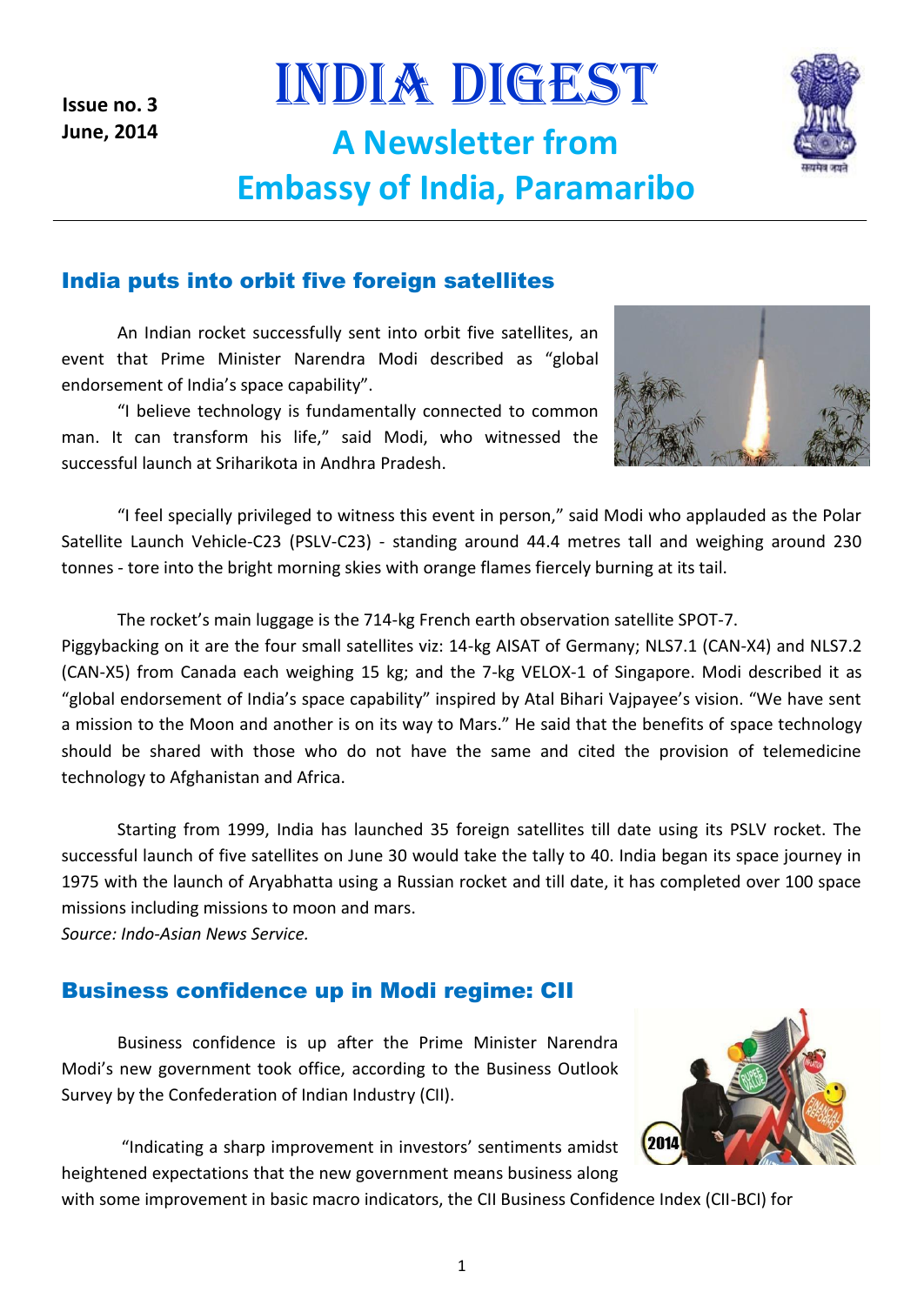Issue no. 3
June, 2014

# INDIA DIGEST

## A Newsletter from Embassy of India, Paramaribo

---

## India puts into orbit five foreign satellites

An Indian rocket successfully sent into orbit five satellites, an event that Prime Minister Narendra Modi described as "global endorsement of India's space capability".

"I believe technology is fundamentally connected to common man. It can transform his life," said Modi, who witnessed the successful launch at Sriharikota in Andhra Pradesh.

"I feel specially privileged to witness this event in person," said Modi who applauded as the Polar Satellite Launch Vehicle-C23 (PSLV-C23) - standing around 44.4 metres tall and weighing around 230 tonnes - tore into the bright morning skies with orange flames fiercely burning at its tail.

The rocket's main luggage is the 714-kg French earth observation satellite SPOT-7. Piggybacking on it are the four small satellites viz: 14-kg AISAT of Germany; NLS7.1 (CAN-X4) and NLS7.2 (CAN-X5) from Canada each weighing 15 kg; and the 7-kg VELOX-1 of Singapore. Modi described it as "global endorsement of India's space capability" inspired by Atal Bihari Vajpayee's vision. "We have sent a mission to the Moon and another is on its way to Mars." He said that the benefits of space technology should be shared with those who do not have the same and cited the provision of telemedicine technology to Afghanistan and Africa.

Starting from 1999, India has launched 35 foreign satellites till date using its PSLV rocket. The successful launch of five satellites on June 30 would take the tally to 40. India began its space journey in 1975 with the launch of Aryabhatta using a Russian rocket and till date, it has completed over 100 space missions including missions to moon and mars.
*Source: Indo-Asian News Service.*

## Business confidence up in Modi regime: CII

Business confidence is up after the Prime Minister Narendra Modi's new government took office, according to the Business Outlook Survey by the Confederation of Indian Industry (CII).

"Indicating a sharp improvement in investors' sentiments amidst heightened expectations that the new government means business along with some improvement in basic macro indicators, the CII Business Confidence Index (CII-BCI) for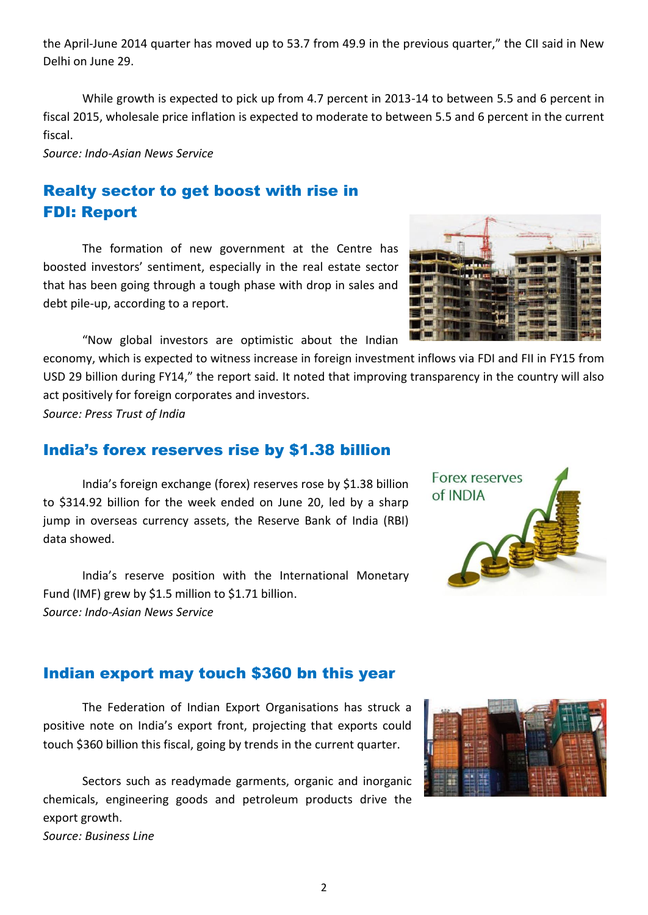the April-June 2014 quarter has moved up to 53.7 from 49.9 in the previous quarter," the CII said in New Delhi on June 29.

While growth is expected to pick up from 4.7 percent in 2013-14 to between 5.5 and 6 percent in fiscal 2015, wholesale price inflation is expected to moderate to between 5.5 and 6 percent in the current fiscal.

*Source: Indo-Asian News Service*

## Realty sector to get boost with rise in FDI: Report

The formation of new government at the Centre has boosted investors' sentiment, especially in the real estate sector that has been going through a tough phase with drop in sales and debt pile-up, according to a report.

"Now global investors are optimistic about the Indian economy, which is expected to witness increase in foreign investment inflows via FDI and FII in FY15 from USD 29 billion during FY14," the report said. It noted that improving transparency in the country will also act positively for foreign corporates and investors.

*Source: Press Trust of India*

## India's forex reserves rise by $1.38 billion

India's foreign exchange (forex) reserves rose by $1.38 billion to $314.92 billion for the week ended on June 20, led by a sharp jump in overseas currency assets, the Reserve Bank of India (RBI) data showed.

India's reserve position with the International Monetary Fund (IMF) grew by $1.5 million to $1.71 billion.

*Source: Indo-Asian News Service*

## Indian export may touch $360 bn this year

The Federation of Indian Export Organisations has struck a positive note on India's export front, projecting that exports could touch $360 billion this fiscal, going by trends in the current quarter.

Sectors such as readymade garments, organic and inorganic chemicals, engineering goods and petroleum products drive the export growth.

*Source: Business Line*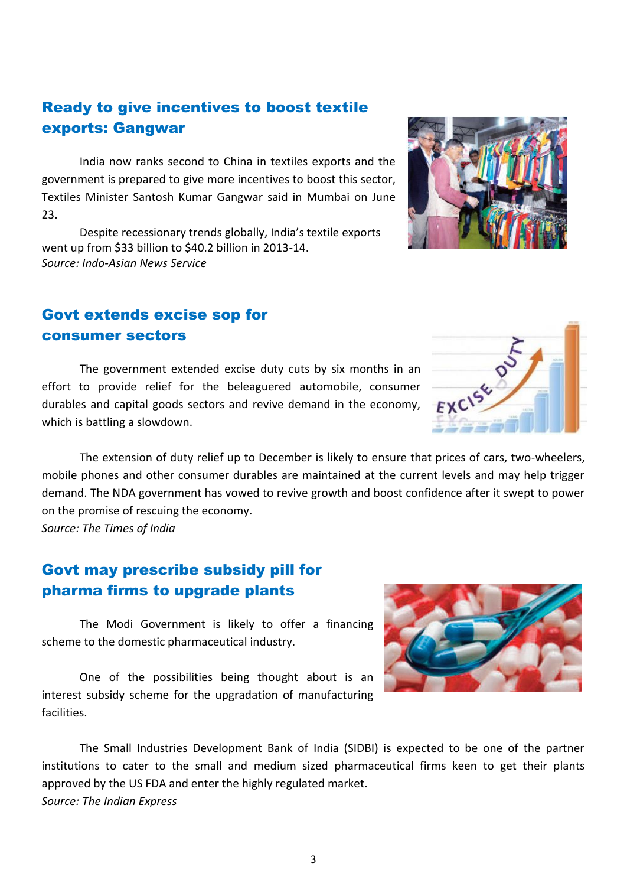## Ready to give incentives to boost textile exports: Gangwar

India now ranks second to China in textiles exports and the government is prepared to give more incentives to boost this sector, Textiles Minister Santosh Kumar Gangwar said in Mumbai on June 23.

Despite recessionary trends globally, India's textile exports went up from $33 billion to $40.2 billion in 2013-14.

*Source: Indo-Asian News Service*

## Govt extends excise sop for consumer sectors

The government extended excise duty cuts by six months in an effort to provide relief for the beleaguered automobile, consumer durables and capital goods sectors and revive demand in the economy, which is battling a slowdown.

The extension of duty relief up to December is likely to ensure that prices of cars, two-wheelers, mobile phones and other consumer durables are maintained at the current levels and may help trigger demand. The NDA government has vowed to revive growth and boost confidence after it swept to power on the promise of rescuing the economy.

*Source: The Times of India*

## Govt may prescribe subsidy pill for pharma firms to upgrade plants

The Modi Government is likely to offer a financing scheme to the domestic pharmaceutical industry.

One of the possibilities being thought about is an interest subsidy scheme for the upgradation of manufacturing facilities.

The Small Industries Development Bank of India (SIDBI) is expected to be one of the partner institutions to cater to the small and medium sized pharmaceutical firms keen to get their plants approved by the US FDA and enter the highly regulated market.

*Source: The Indian Express*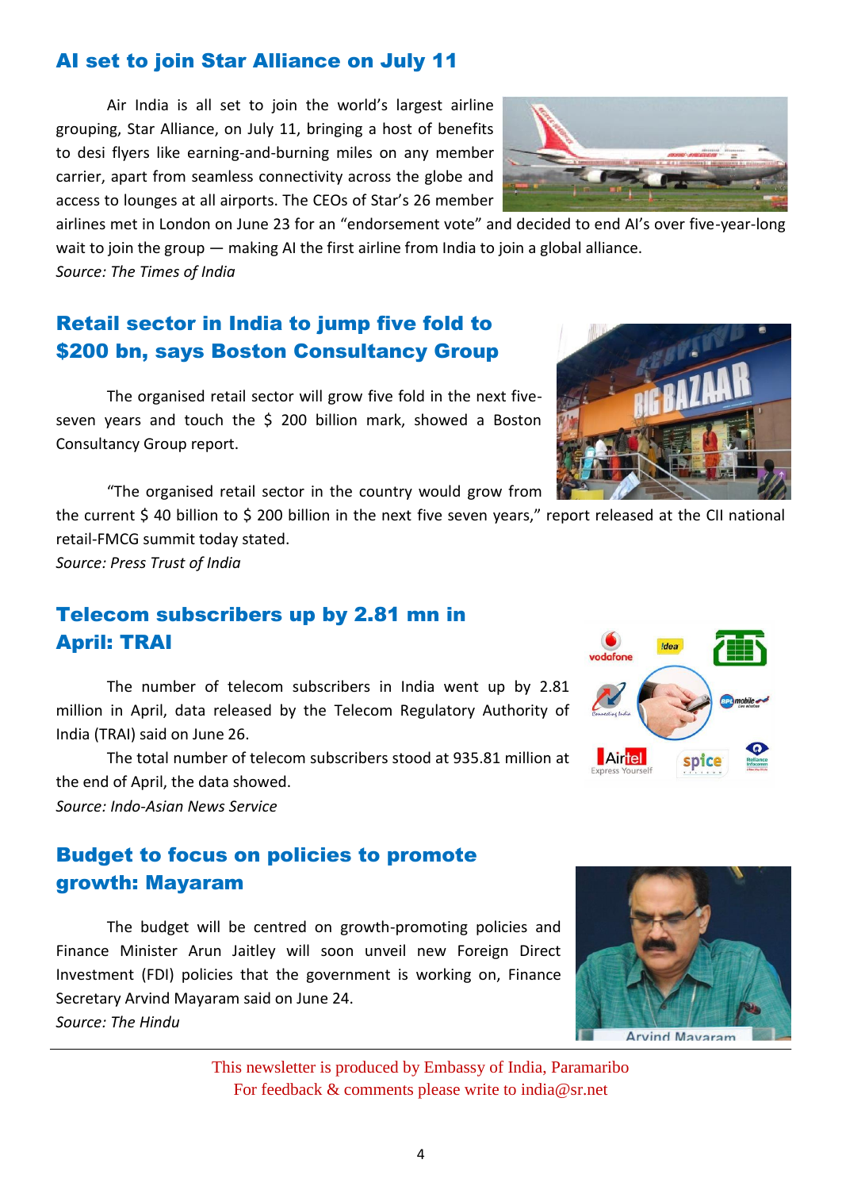## AI set to join Star Alliance on July 11

Air India is all set to join the world's largest airline grouping, Star Alliance, on July 11, bringing a host of benefits to desi flyers like earning-and-burning miles on any member carrier, apart from seamless connectivity across the globe and access to lounges at all airports. The CEOs of Star's 26 member airlines met in London on June 23 for an "endorsement vote" and decided to end AI's over five-year-long wait to join the group — making AI the first airline from India to join a global alliance.

*Source: The Times of India*

## Retail sector in India to jump five fold to $200 bn, says Boston Consultancy Group

The organised retail sector will grow five fold in the next five-seven years and touch the $ 200 billion mark, showed a Boston Consultancy Group report.

"The organised retail sector in the country would grow from the current $ 40 billion to $ 200 billion in the next five seven years," report released at the CII national retail-FMCG summit today stated.

*Source: Press Trust of India*

## Telecom subscribers up by 2.81 mn in April: TRAI

The number of telecom subscribers in India went up by 2.81 million in April, data released by the Telecom Regulatory Authority of India (TRAI) said on June 26.

The total number of telecom subscribers stood at 935.81 million at the end of April, the data showed.

*Source: Indo-Asian News Service*

## Budget to focus on policies to promote growth: Mayaram

The budget will be centred on growth-promoting policies and Finance Minister Arun Jaitley will soon unveil new Foreign Direct Investment (FDI) policies that the government is working on, Finance Secretary Arvind Mayaram said on June 24.

*Source: The Hindu*

---

This newsletter is produced by Embassy of India, Paramaribo
For feedback & comments please write to india@sr.net